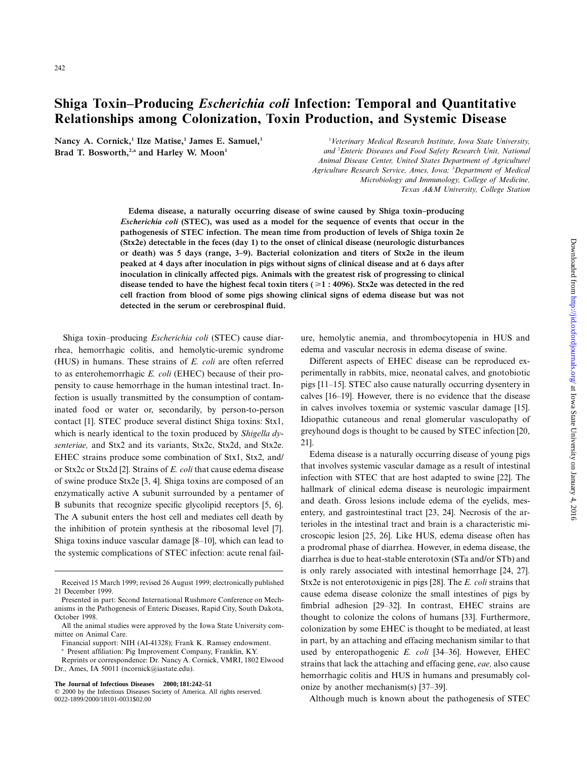# Shiga Toxin–Producing *Escherichia coli* Infection: Temporal and Quantitative Relationships among Colonization, Toxin Production, and Systemic Disease

**Nancy A. Cornick,[1] Ilze Matise,[1] James E. Samuel,[3] Brad T. Bosworth,[2,a] and Harley W. Moon[1]**

[1]Veterinary Medical Research Institute, Iowa State University, and [2]Enteric Diseases and Food Safety Research Unit, National Animal Disease Center, United States Department of Agriculture/Agriculture Research Service, Ames, Iowa; [3]Department of Medical Microbiology and Immunology, College of Medicine, Texas A&M University, College Station

**Edema disease, a naturally occurring disease of swine caused by Shiga toxin–producing *Escherichia coli* (STEC), was used as a model for the sequence of events that occur in the pathogenesis of STEC infection. The mean time from production of levels of Shiga toxin 2e (Stx2e) detectable in the feces (day 1) to the onset of clinical disease (neurologic disturbances or death) was 5 days (range, 3–9). Bacterial colonization and titers of Stx2e in the ileum peaked at 4 days after inoculation in pigs without signs of clinical disease and at 6 days after inoculation in clinically affected pigs. Animals with the greatest risk of progressing to clinical disease tended to have the highest fecal toxin titers (⩾1 : 4096). Stx2e was detected in the red cell fraction from blood of some pigs showing clinical signs of edema disease but was not detected in the serum or cerebrospinal fluid.**

Shiga toxin–producing *Escherichia coli* (STEC) cause diarrhea, hemorrhagic colitis, and hemolytic-uremic syndrome (HUS) in humans. These strains of *E. coli* are often referred to as enterohemorrhagic *E. coli* (EHEC) because of their propensity to cause hemorrhage in the human intestinal tract. Infection is usually transmitted by the consumption of contaminated food or water or, secondarily, by person-to-person contact [1]. STEC produce several distinct Shiga toxins: Stx1, which is nearly identical to the toxin produced by *Shigella dysenteriae,* and Stx2 and its variants, Stx2c, Stx2d, and Stx2e. EHEC strains produce some combination of Stx1, Stx2, and/or Stx2c or Stx2d [2]. Strains of *E. coli* that cause edema disease of swine produce Stx2e [3, 4]. Shiga toxins are composed of an enzymatically active A subunit surrounded by a pentamer of B subunits that recognize specific glycolipid receptors [5, 6]. The A subunit enters the host cell and mediates cell death by the inhibition of protein synthesis at the ribosomal level [7]. Shiga toxins induce vascular damage [8–10], which can lead to the systemic complications of STEC infection: acute renal failure, hemolytic anemia, and thrombocytopenia in HUS and edema and vascular necrosis in edema disease of swine.

Different aspects of EHEC disease can be reproduced experimentally in rabbits, mice, neonatal calves, and gnotobiotic pigs [11–15]. STEC also cause naturally occurring dysentery in calves [16–19]. However, there is no evidence that the disease in calves involves toxemia or systemic vascular damage [15]. Idiopathic cutaneous and renal glomerular vasculopathy of greyhound dogs is thought to be caused by STEC infection [20, 21].

Edema disease is a naturally occurring disease of young pigs that involves systemic vascular damage as a result of intestinal infection with STEC that are host adapted to swine [22]. The hallmark of clinical edema disease is neurologic impairment and death. Gross lesions include edema of the eyelids, mesentery, and gastrointestinal tract [23, 24]. Necrosis of the arterioles in the intestinal tract and brain is a characteristic microscopic lesion [25, 26]. Like HUS, edema disease often has a prodromal phase of diarrhea. However, in edema disease, the diarrhea is due to heat-stable enterotoxin (STa and/or STb) and is only rarely associated with intestinal hemorrhage [24, 27]. Stx2e is not enterotoxigenic in pigs [28]. The *E. coli* strains that cause edema disease colonize the small intestines of pigs by fimbrial adhesion [29–32]. In contrast, EHEC strains are thought to colonize the colons of humans [33]. Furthermore, colonization by some EHEC is thought to be mediated, at least in part, by an attaching and effacing mechanism similar to that used by enteropathogenic *E. coli* [34–36]. However, EHEC strains that lack the attaching and effacing gene, *eae,* also cause hemorrhagic colitis and HUS in humans and presumably colonize by another mechanism(s) [37–39].

Although much is known about the pathogenesis of STEC

---

Received 15 March 1999; revised 26 August 1999; electronically published 21 December 1999.

Presented in part: Second International Rushmore Conference on Mechanisms in the Pathogenesis of Enteric Diseases, Rapid City, South Dakota, October 1998.

All the animal studies were approved by the Iowa State University committee on Animal Care.

Financial support: NIH (AI-41328); Frank K. Ramsey endowment.

[a] Present affiliation: Pig Improvement Company, Franklin, KY.

Reprints or correspondence: Dr. Nancy A. Cornick, VMRI, 1802 Elwood Dr., Ames, IA 50011 (ncornick@iastate.edu).

© 2000 by the Infectious Diseases Society of America. All rights reserved. 0022-1899/2000/18101-0031$02.00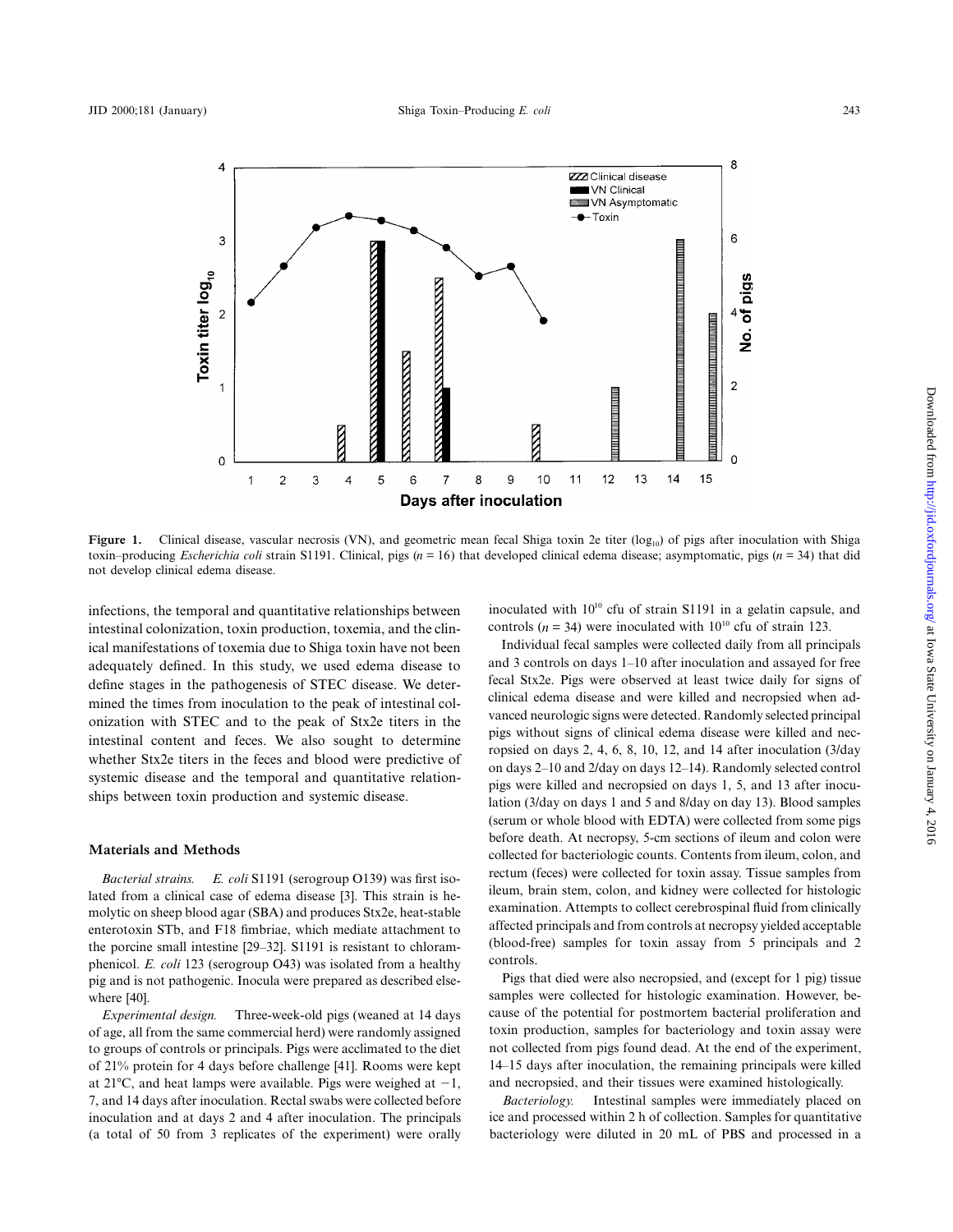Figure 1. Clinical disease, vascular necrosis (VN), and geometric mean fecal Shiga toxin 2e titer ($\log_{10}$) of pigs after inoculation with Shiga toxin–producing *Escherichia coli* strain S1191. Clinical, pigs ($n = 16$) that developed clinical edema disease; asymptomatic, pigs ($n = 34$) that did not develop clinical edema disease.

infections, the temporal and quantitative relationships between intestinal colonization, toxin production, toxemia, and the clinical manifestations of toxemia due to Shiga toxin have not been adequately defined. In this study, we used edema disease to define stages in the pathogenesis of STEC disease. We determined the times from inoculation to the peak of intestinal colonization with STEC and to the peak of Stx2e titers in the intestinal content and feces. We also sought to determine whether Stx2e titers in the feces and blood were predictive of systemic disease and the temporal and quantitative relationships between toxin production and systemic disease.

## Materials and Methods

*Bacterial strains.* *E. coli* S1191 (serogroup O139) was first isolated from a clinical case of edema disease [3]. This strain is hemolytic on sheep blood agar (SBA) and produces Stx2e, heat-stable enterotoxin STb, and F18 fimbriae, which mediate attachment to the porcine small intestine [29–32]. S1191 is resistant to chloramphenicol. *E. coli* 123 (serogroup O43) was isolated from a healthy pig and is not pathogenic. Inocula were prepared as described elsewhere [40].

*Experimental design.* Three-week-old pigs (weaned at 14 days of age, all from the same commercial herd) were randomly assigned to groups of controls or principals. Pigs were acclimated to the diet of 21% protein for 4 days before challenge [41]. Rooms were kept at 21°C, and heat lamps were available. Pigs were weighed at −1, 7, and 14 days after inoculation. Rectal swabs were collected before inoculation and at days 2 and 4 after inoculation. The principals (a total of 50 from 3 replicates of the experiment) were orally inoculated with $10^{10}$ cfu of strain S1191 in a gelatin capsule, and controls ($n = 34$) were inoculated with $10^{10}$ cfu of strain 123.

Individual fecal samples were collected daily from all principals and 3 controls on days 1–10 after inoculation and assayed for free fecal Stx2e. Pigs were observed at least twice daily for signs of clinical edema disease and were killed and necropsied when advanced neurologic signs were detected. Randomly selected principal pigs without signs of clinical edema disease were killed and necropsied on days 2, 4, 6, 8, 10, 12, and 14 after inoculation (3/day on days 2–10 and 2/day on days 12–14). Randomly selected control pigs were killed and necropsied on days 1, 5, and 13 after inoculation (3/day on days 1 and 5 and 8/day on day 13). Blood samples (serum or whole blood with EDTA) were collected from some pigs before death. At necropsy, 5-cm sections of ileum and colon were collected for bacteriologic counts. Contents from ileum, colon, and rectum (feces) were collected for toxin assay. Tissue samples from ileum, brain stem, colon, and kidney were collected for histologic examination. Attempts to collect cerebrospinal fluid from clinically affected principals and from controls at necropsy yielded acceptable (blood-free) samples for toxin assay from 5 principals and 2 controls.

Pigs that died were also necropsied, and (except for 1 pig) tissue samples were collected for histologic examination. However, because of the potential for postmortem bacterial proliferation and toxin production, samples for bacteriology and toxin assay were not collected from pigs found dead. At the end of the experiment, 14–15 days after inoculation, the remaining principals were killed and necropsied, and their tissues were examined histologically.

*Bacteriology.* Intestinal samples were immediately placed on ice and processed within 2 h of collection. Samples for quantitative bacteriology were diluted in 20 mL of PBS and processed in a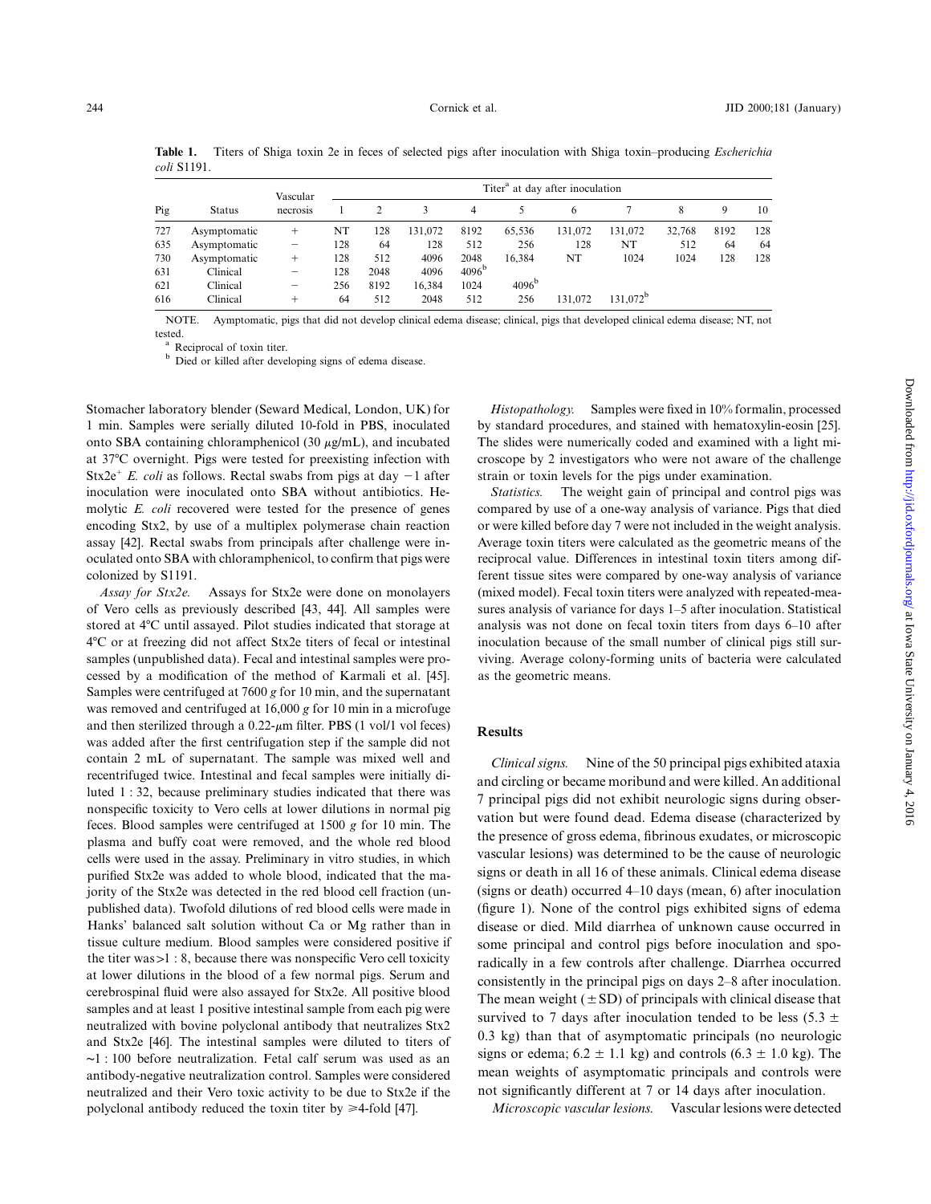**Table 1.** Titers of Shiga toxin 2e in feces of selected pigs after inoculation with Shiga toxin–producing *Escherichia coli* S1191.

| Pig | Status | Vascular necrosis | Titer[a] at day after inoculation | | | | | | | | | |
|---|---|---|---|---|---|---|---|---|---|---|---|---|
| | | | 1 | 2 | 3 | 4 | 5 | 6 | 7 | 8 | 9 | 10 |
| 727 | Asymptomatic | + | NT | 128 | 131,072 | 8192 | 65,536 | 131,072 | 131,072 | 32,768 | 8192 | 128 |
| 635 | Asymptomatic | − | 128 | 64 | 128 | 512 | 256 | 128 | NT | 512 | 64 | 64 |
| 730 | Asymptomatic | + | 128 | 512 | 4096 | 2048 | 16,384 | NT | 1024 | 1024 | 128 | 128 |
| 631 | Clinical | − | 128 | 2048 | 4096 | 4096[b] | | | | | | |
| 621 | Clinical | − | 256 | 8192 | 16,384 | 1024 | 4096[b] | | | | | |
| 616 | Clinical | + | 64 | 512 | 2048 | 512 | 256 | 131,072 | 131,072[b] | | | |

NOTE. Aymptomatic, pigs that did not develop clinical edema disease; clinical, pigs that developed clinical edema disease; NT, not tested.

[a] Reciprocal of toxin titer.

[b] Died or killed after developing signs of edema disease.

Stomacher laboratory blender (Seward Medical, London, UK) for 1 min. Samples were serially diluted 10-fold in PBS, inoculated onto SBA containing chloramphenicol (30 $\mu$g/mL), and incubated at 37°C overnight. Pigs were tested for preexisting infection with Stx2e[+] *E. coli* as follows. Rectal swabs from pigs at day −1 after inoculation were inoculated onto SBA without antibiotics. Hemolytic *E. coli* recovered were tested for the presence of genes encoding Stx2, by use of a multiplex polymerase chain reaction assay [42]. Rectal swabs from principals after challenge were inoculated onto SBA with chloramphenicol, to confirm that pigs were colonized by S1191.

*Assay for Stx2e.* Assays for Stx2e were done on monolayers of Vero cells as previously described [43, 44]. All samples were stored at 4°C until assayed. Pilot studies indicated that storage at 4°C or at freezing did not affect Stx2e titers of fecal or intestinal samples (unpublished data). Fecal and intestinal samples were processed by a modification of the method of Karmali et al. [45]. Samples were centrifuged at 7600 *g* for 10 min, and the supernatant was removed and centrifuged at 16,000 *g* for 10 min in a microfuge and then sterilized through a 0.22-$\mu$m filter. PBS (1 vol/1 vol feces) was added after the first centrifugation step if the sample did not contain 2 mL of supernatant. The sample was mixed well and recentrifuged twice. Intestinal and fecal samples were initially diluted 1 : 32, because preliminary studies indicated that there was nonspecific toxicity to Vero cells at lower dilutions in normal pig feces. Blood samples were centrifuged at 1500 *g* for 10 min. The plasma and buffy coat were removed, and the whole red blood cells were used in the assay. Preliminary in vitro studies, in which purified Stx2e was added to whole blood, indicated that the majority of the Stx2e was detected in the red blood cell fraction (unpublished data). Twofold dilutions of red blood cells were made in Hanks' balanced salt solution without Ca or Mg rather than in tissue culture medium. Blood samples were considered positive if the titer was >1 : 8, because there was nonspecific Vero cell toxicity at lower dilutions in the blood of a few normal pigs. Serum and cerebrospinal fluid were also assayed for Stx2e. All positive blood samples and at least 1 positive intestinal sample from each pig were neutralized with bovine polyclonal antibody that neutralizes Stx2 and Stx2e [46]. The intestinal samples were diluted to titers of ~1 : 100 before neutralization. Fetal calf serum was used as an antibody-negative neutralization control. Samples were considered neutralized and their Vero toxic activity to be due to Stx2e if the polyclonal antibody reduced the toxin titer by ⩾4-fold [47].

*Histopathology.* Samples were fixed in 10% formalin, processed by standard procedures, and stained with hematoxylin-eosin [25]. The slides were numerically coded and examined with a light microscope by 2 investigators who were not aware of the challenge strain or toxin levels for the pigs under examination.

*Statistics.* The weight gain of principal and control pigs was compared by use of a one-way analysis of variance. Pigs that died or were killed before day 7 were not included in the weight analysis. Average toxin titers were calculated as the geometric means of the reciprocal value. Differences in intestinal toxin titers among different tissue sites were compared by one-way analysis of variance (mixed model). Fecal toxin titers were analyzed with repeated-measures analysis of variance for days 1–5 after inoculation. Statistical analysis was not done on fecal toxin titers from days 6–10 after inoculation because of the small number of clinical pigs still surviving. Average colony-forming units of bacteria were calculated as the geometric means.

## Results

*Clinical signs.* Nine of the 50 principal pigs exhibited ataxia and circling or became moribund and were killed. An additional 7 principal pigs did not exhibit neurologic signs during observation but were found dead. Edema disease (characterized by the presence of gross edema, fibrinous exudates, or microscopic vascular lesions) was determined to be the cause of neurologic signs or death in all 16 of these animals. Clinical edema disease (signs or death) occurred 4–10 days (mean, 6) after inoculation (figure 1). None of the control pigs exhibited signs of edema disease or died. Mild diarrhea of unknown cause occurred in some principal and control pigs before inoculation and sporadically in a few controls after challenge. Diarrhea occurred consistently in the principal pigs on days 2–8 after inoculation. The mean weight ($\pm$SD) of principals with clinical disease that survived to 7 days after inoculation tended to be less ($5.3 \pm 0.3$ kg) than that of asymptomatic principals (no neurologic signs or edema; $6.2 \pm 1.1$ kg) and controls ($6.3 \pm 1.0$ kg). The mean weights of asymptomatic principals and controls were not significantly different at 7 or 14 days after inoculation.

*Microscopic vascular lesions.* Vascular lesions were detected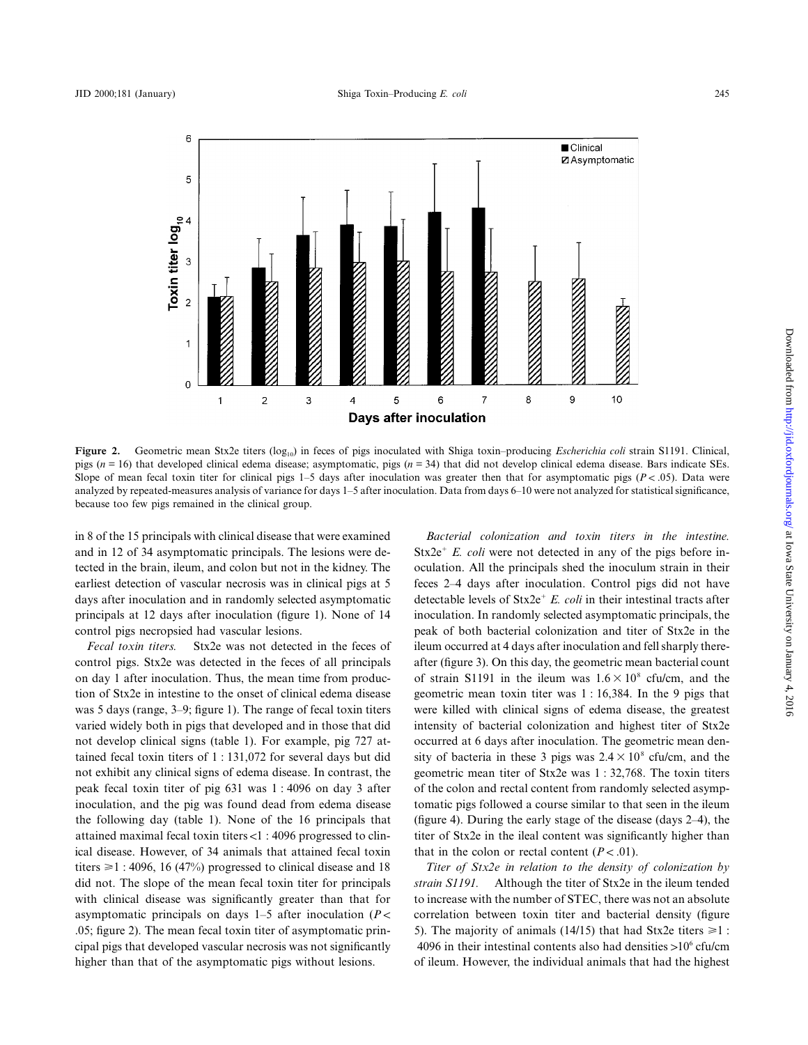**Figure 2.** Geometric mean Stx2e titers ($\log_{10}$) in feces of pigs inoculated with Shiga toxin–producing *Escherichia coli* strain S1191. Clinical, pigs ($n = 16$) that developed clinical edema disease; asymptomatic, pigs ($n = 34$) that did not develop clinical edema disease. Bars indicate SEs. Slope of mean fecal toxin titer for clinical pigs 1–5 days after inoculation was greater then that for asymptomatic pigs ($P < .05$). Data were analyzed by repeated-measures analysis of variance for days 1–5 after inoculation. Data from days 6–10 were not analyzed for statistical significance, because too few pigs remained in the clinical group.

in 8 of the 15 principals with clinical disease that were examined and in 12 of 34 asymptomatic principals. The lesions were detected in the brain, ileum, and colon but not in the kidney. The earliest detection of vascular necrosis was in clinical pigs at 5 days after inoculation and in randomly selected asymptomatic principals at 12 days after inoculation (figure 1). None of 14 control pigs necropsied had vascular lesions.

*Fecal toxin titers.* Stx2e was not detected in the feces of control pigs. Stx2e was detected in the feces of all principals on day 1 after inoculation. Thus, the mean time from production of Stx2e in intestine to the onset of clinical edema disease was 5 days (range, 3–9; figure 1). The range of fecal toxin titers varied widely both in pigs that developed and in those that did not develop clinical signs (table 1). For example, pig 727 attained fecal toxin titers of 1 : 131,072 for several days but did not exhibit any clinical signs of edema disease. In contrast, the peak fecal toxin titer of pig 631 was 1 : 4096 on day 3 after inoculation, and the pig was found dead from edema disease the following day (table 1). None of the 16 principals that attained maximal fecal toxin titers <1 : 4096 progressed to clinical disease. However, of 34 animals that attained fecal toxin titers ⩾1 : 4096, 16 (47%) progressed to clinical disease and 18 did not. The slope of the mean fecal toxin titer for principals with clinical disease was significantly greater than that for asymptomatic principals on days 1–5 after inoculation ($P < .05$; figure 2). The mean fecal toxin titer of asymptomatic principal pigs that developed vascular necrosis was not significantly higher than that of the asymptomatic pigs without lesions.

*Bacterial colonization and toxin titers in the intestine.* $Stx2e^{+}$ *E. coli* were not detected in any of the pigs before inoculation. All the principals shed the inoculum strain in their feces 2–4 days after inoculation. Control pigs did not have detectable levels of $Stx2e^{+}$ *E. coli* in their intestinal tracts after inoculation. In randomly selected asymptomatic principals, the peak of both bacterial colonization and titer of Stx2e in the ileum occurred at 4 days after inoculation and fell sharply thereafter (figure 3). On this day, the geometric mean bacterial count of strain S1191 in the ileum was $1.6 \times 10^{8}$ cfu/cm, and the geometric mean toxin titer was 1 : 16,384. In the 9 pigs that were killed with clinical signs of edema disease, the greatest intensity of bacterial colonization and highest titer of Stx2e occurred at 6 days after inoculation. The geometric mean density of bacteria in these 3 pigs was $2.4 \times 10^{8}$ cfu/cm, and the geometric mean titer of Stx2e was 1 : 32,768. The toxin titers of the colon and rectal content from randomly selected asymptomatic pigs followed a course similar to that seen in the ileum (figure 4). During the early stage of the disease (days 2–4), the titer of Stx2e in the ileal content was significantly higher than that in the colon or rectal content ($P < .01$).

*Titer of Stx2e in relation to the density of colonization by strain S1191.* Although the titer of Stx2e in the ileum tended to increase with the number of STEC, there was not an absolute correlation between toxin titer and bacterial density (figure 5). The majority of animals (14/15) that had Stx2e titers ⩾1 : 4096 in their intestinal contents also had densities $>10^{6}$ cfu/cm of ileum. However, the individual animals that had the highest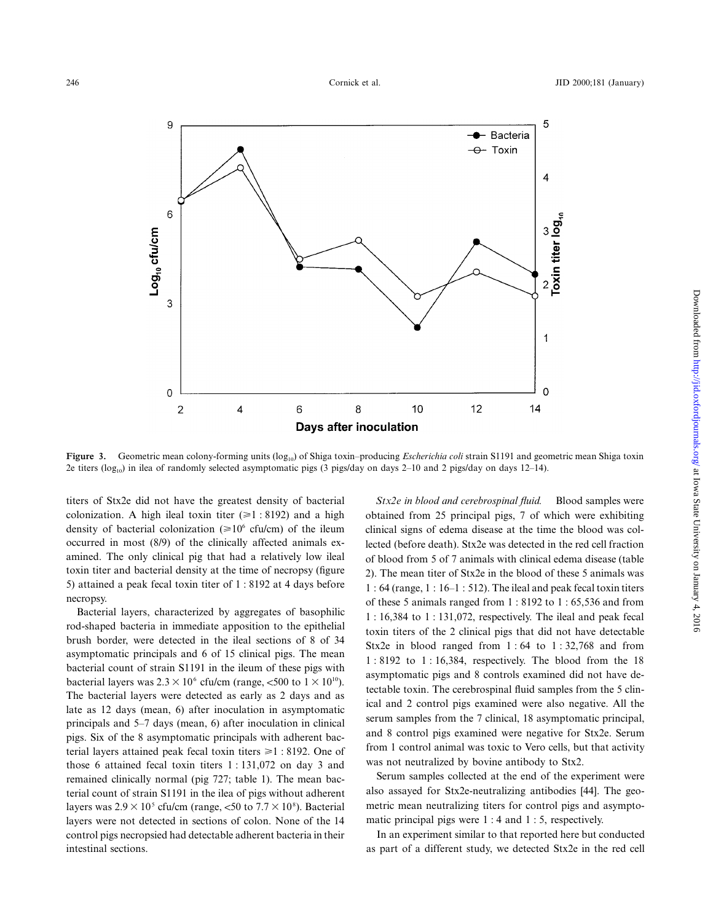**Figure 3.** Geometric mean colony-forming units ($\log_{10}$) of Shiga toxin–producing *Escherichia coli* strain S1191 and geometric mean Shiga toxin 2e titers ($\log_{10}$) in ilea of randomly selected asymptomatic pigs (3 pigs/day on days 2–10 and 2 pigs/day on days 12–14).

titers of Stx2e did not have the greatest density of bacterial colonization. A high ileal toxin titer (⩾1 : 8192) and a high density of bacterial colonization (⩾$10^6$ cfu/cm) of the ileum occurred in most (8/9) of the clinically affected animals examined. The only clinical pig that had a relatively low ileal toxin titer and bacterial density at the time of necropsy (figure 5) attained a peak fecal toxin titer of 1 : 8192 at 4 days before necropsy.

Bacterial layers, characterized by aggregates of basophilic rod-shaped bacteria in immediate apposition to the epithelial brush border, were detected in the ileal sections of 8 of 34 asymptomatic principals and 6 of 15 clinical pigs. The mean bacterial count of strain S1191 in the ileum of these pigs with bacterial layers was $2.3 \times 10^6$ cfu/cm (range, <500 to $1 \times 10^{10}$). The bacterial layers were detected as early as 2 days and as late as 12 days (mean, 6) after inoculation in asymptomatic principals and 5–7 days (mean, 6) after inoculation in clinical pigs. Six of the 8 asymptomatic principals with adherent bacterial layers attained peak fecal toxin titers ⩾1 : 8192. One of those 6 attained fecal toxin titers 1 : 131,072 on day 3 and remained clinically normal (pig 727; table 1). The mean bacterial count of strain S1191 in the ilea of pigs without adherent layers was $2.9 \times 10^5$ cfu/cm (range, <50 to $7.7 \times 10^8$). Bacterial layers were not detected in sections of colon. None of the 14 control pigs necropsied had detectable adherent bacteria in their intestinal sections.

*Stx2e in blood and cerebrospinal fluid.* Blood samples were obtained from 25 principal pigs, 7 of which were exhibiting clinical signs of edema disease at the time the blood was collected (before death). Stx2e was detected in the red cell fraction of blood from 5 of 7 animals with clinical edema disease (table 2). The mean titer of Stx2e in the blood of these 5 animals was 1 : 64 (range, 1 : 16–1 : 512). The ileal and peak fecal toxin titers of these 5 animals ranged from 1 : 8192 to 1 : 65,536 and from 1 : 16,384 to 1 : 131,072, respectively. The ileal and peak fecal toxin titers of the 2 clinical pigs that did not have detectable Stx2e in blood ranged from 1 : 64 to 1 : 32,768 and from 1 : 8192 to 1 : 16,384, respectively. The blood from the 18 asymptomatic pigs and 8 controls examined did not have detectable toxin. The cerebrospinal fluid samples from the 5 clinical and 2 control pigs examined were also negative. All the serum samples from the 7 clinical, 18 asymptomatic principal, and 8 control pigs examined were negative for Stx2e. Serum from 1 control animal was toxic to Vero cells, but that activity was not neutralized by bovine antibody to Stx2.

Serum samples collected at the end of the experiment were also assayed for Stx2e-neutralizing antibodies [44]. The geometric mean neutralizing titers for control pigs and asymptomatic principal pigs were 1 : 4 and 1 : 5, respectively.

In an experiment similar to that reported here but conducted as part of a different study, we detected Stx2e in the red cell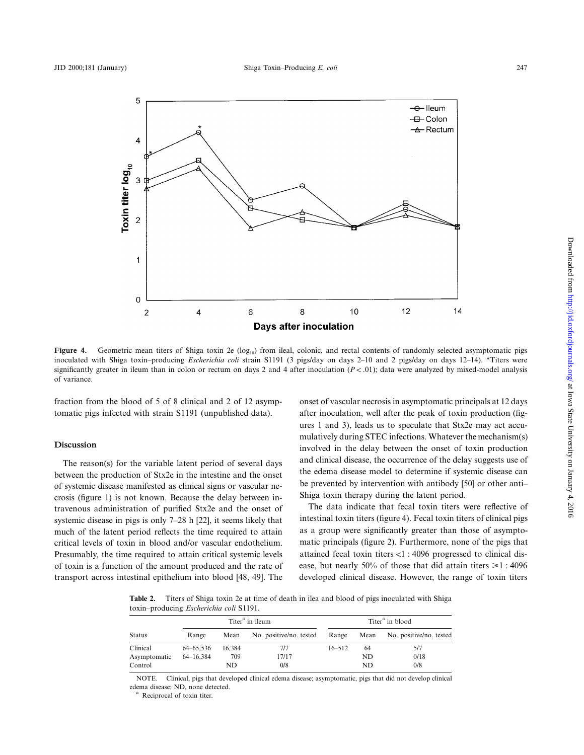Figure 4. Geometric mean titers of Shiga toxin 2e ($log_{10}$) from ileal, colonic, and rectal contents of randomly selected asymptomatic pigs inoculated with Shiga toxin–producing *Escherichia coli* strain S1191 (3 pigs/day on days 2–10 and 2 pigs/day on days 12–14). *Titers were significantly greater in ileum than in colon or rectum on days 2 and 4 after inoculation ($P < .01$); data were analyzed by mixed-model analysis of variance.

fraction from the blood of 5 of 8 clinical and 2 of 12 asymptomatic pigs infected with strain S1191 (unpublished data).

## Discussion

The reason(s) for the variable latent period of several days between the production of Stx2e in the intestine and the onset of systemic disease manifested as clinical signs or vascular necrosis (figure 1) is not known. Because the delay between intravenous administration of purified Stx2e and the onset of systemic disease in pigs is only 7–28 h [22], it seems likely that much of the latent period reflects the time required to attain critical levels of toxin in blood and/or vascular endothelium. Presumably, the time required to attain critical systemic levels of toxin is a function of the amount produced and the rate of transport across intestinal epithelium into blood [48, 49]. The onset of vascular necrosis in asymptomatic principals at 12 days after inoculation, well after the peak of toxin production (figures 1 and 3), leads us to speculate that Stx2e may act accumulatively during STEC infections. Whatever the mechanism(s) involved in the delay between the onset of toxin production and clinical disease, the occurrence of the delay suggests use of the edema disease model to determine if systemic disease can be prevented by intervention with antibody [50] or other anti–Shiga toxin therapy during the latent period.

The data indicate that fecal toxin titers were reflective of intestinal toxin titers (figure 4). Fecal toxin titers of clinical pigs as a group were significantly greater than those of asymptomatic principals (figure 2). Furthermore, none of the pigs that attained fecal toxin titers <1 : 4096 progressed to clinical disease, but nearly 50% of those that did attain titers ⩾1 : 4096 developed clinical disease. However, the range of toxin titers

**Table 2.** Titers of Shiga toxin 2e at time of death in ilea and blood of pigs inoculated with Shiga toxin–producing *Escherichia coli* S1191.

| | Titer[a] in ileum | | | Titer[a] in blood | | |
|---|---|---|---|---|---|---|
| Status | Range | Mean | No. positive/no. tested | Range | Mean | No. positive/no. tested |
| Clinical | 64–65,536 | 16,384 | 7/7 | 16–512 | 64 | 5/7 |
| Asymptomatic | 64–16,384 | 709 | 17/17 | | ND | 0/18 |
| Control | | ND | 0/8 | | ND | 0/8 |

NOTE. Clinical, pigs that developed clinical edema disease; asymptomatic, pigs that did not develop clinical edema disease; ND, none detected.

[a] Reciprocal of toxin titer.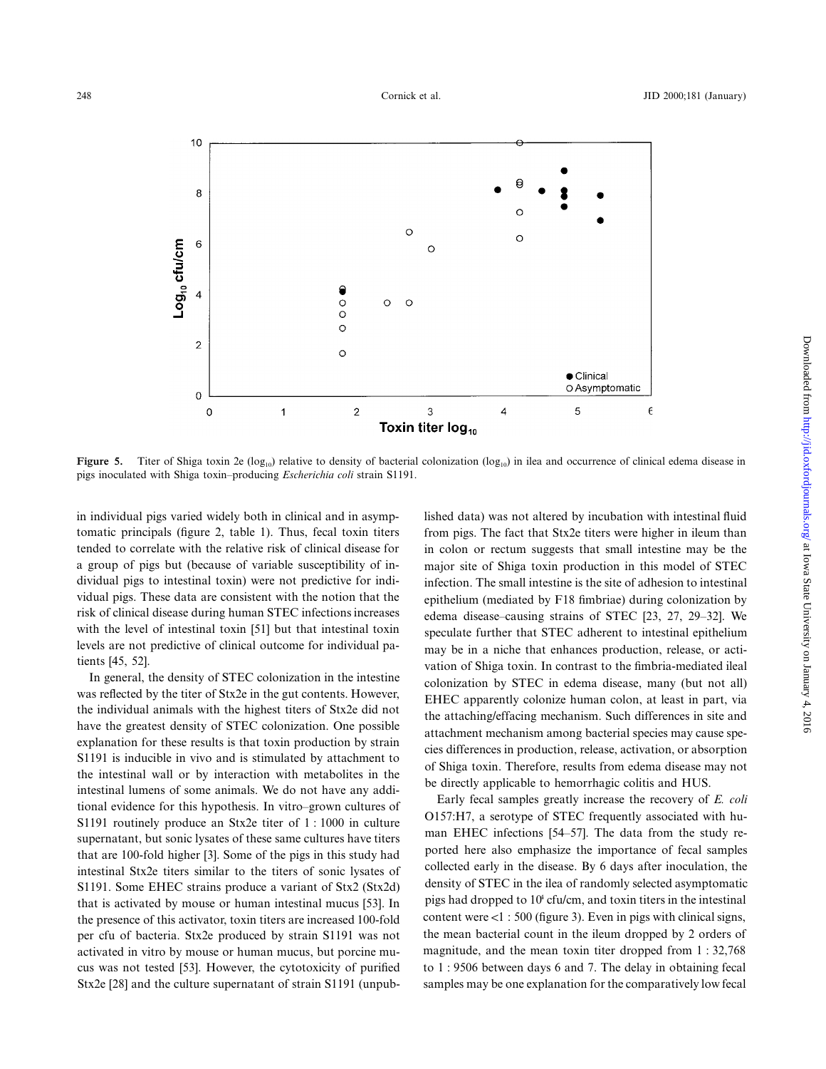**Figure 5.** Titer of Shiga toxin 2e ($\log_{10}$) relative to density of bacterial colonization ($\log_{10}$) in ilea and occurrence of clinical edema disease in pigs inoculated with Shiga toxin–producing *Escherichia coli* strain S1191.

in individual pigs varied widely both in clinical and in asymptomatic principals (figure 2, table 1). Thus, fecal toxin titers tended to correlate with the relative risk of clinical disease for a group of pigs but (because of variable susceptibility of individual pigs to intestinal toxin) were not predictive for individual pigs. These data are consistent with the notion that the risk of clinical disease during human STEC infections increases with the level of intestinal toxin [51] but that intestinal toxin levels are not predictive of clinical outcome for individual patients [45, 52].

In general, the density of STEC colonization in the intestine was reflected by the titer of Stx2e in the gut contents. However, the individual animals with the highest titers of Stx2e did not have the greatest density of STEC colonization. One possible explanation for these results is that toxin production by strain S1191 is inducible in vivo and is stimulated by attachment to the intestinal wall or by interaction with metabolites in the intestinal lumens of some animals. We do not have any additional evidence for this hypothesis. In vitro–grown cultures of S1191 routinely produce an Stx2e titer of 1 : 1000 in culture supernatant, but sonic lysates of these same cultures have titers that are 100-fold higher [3]. Some of the pigs in this study had intestinal Stx2e titers similar to the titers of sonic lysates of S1191. Some EHEC strains produce a variant of Stx2 (Stx2d) that is activated by mouse or human intestinal mucus [53]. In the presence of this activator, toxin titers are increased 100-fold per cfu of bacteria. Stx2e produced by strain S1191 was not activated in vitro by mouse or human mucus, but porcine mucus was not tested [53]. However, the cytotoxicity of purified Stx2e [28] and the culture supernatant of strain S1191 (unpublished data) was not altered by incubation with intestinal fluid from pigs. The fact that Stx2e titers were higher in ileum than in colon or rectum suggests that small intestine may be the major site of Shiga toxin production in this model of STEC infection. The small intestine is the site of adhesion to intestinal epithelium (mediated by F18 fimbriae) during colonization by edema disease–causing strains of STEC [23, 27, 29–32]. We speculate further that STEC adherent to intestinal epithelium may be in a niche that enhances production, release, or activation of Shiga toxin. In contrast to the fimbria-mediated ileal colonization by STEC in edema disease, many (but not all) EHEC apparently colonize human colon, at least in part, via the attaching/effacing mechanism. Such differences in site and attachment mechanism among bacterial species may cause species differences in production, release, activation, or absorption of Shiga toxin. Therefore, results from edema disease may not be directly applicable to hemorrhagic colitis and HUS.

Early fecal samples greatly increase the recovery of *E. coli* O157:H7, a serotype of STEC frequently associated with human EHEC infections [54–57]. The data from the study reported here also emphasize the importance of fecal samples collected early in the disease. By 6 days after inoculation, the density of STEC in the ilea of randomly selected asymptomatic pigs had dropped to $10^4$ cfu/cm, and toxin titers in the intestinal content were <1 : 500 (figure 3). Even in pigs with clinical signs, the mean bacterial count in the ileum dropped by 2 orders of magnitude, and the mean toxin titer dropped from 1 : 32,768 to 1 : 9506 between days 6 and 7. The delay in obtaining fecal samples may be one explanation for the comparatively low fecal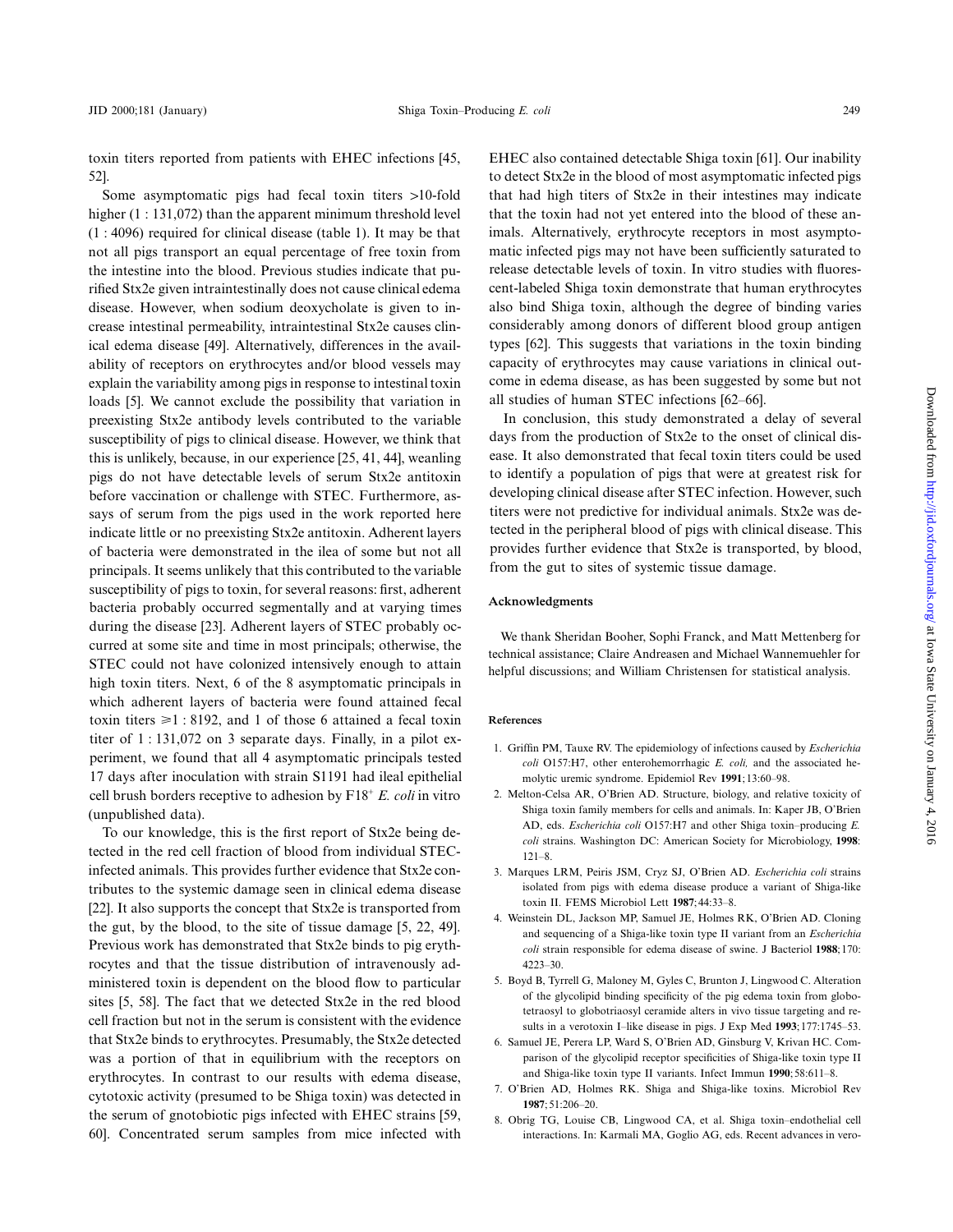toxin titers reported from patients with EHEC infections [45, 52].

Some asymptomatic pigs had fecal toxin titers >10-fold higher (1 : 131,072) than the apparent minimum threshold level (1 : 4096) required for clinical disease (table 1). It may be that not all pigs transport an equal percentage of free toxin from the intestine into the blood. Previous studies indicate that purified Stx2e given intraintestinally does not cause clinical edema disease. However, when sodium deoxycholate is given to increase intestinal permeability, intraintestinal Stx2e causes clinical edema disease [49]. Alternatively, differences in the availability of receptors on erythrocytes and/or blood vessels may explain the variability among pigs in response to intestinal toxin loads [5]. We cannot exclude the possibility that variation in preexisting Stx2e antibody levels contributed to the variable susceptibility of pigs to clinical disease. However, we think that this is unlikely, because, in our experience [25, 41, 44], weanling pigs do not have detectable levels of serum Stx2e antitoxin before vaccination or challenge with STEC. Furthermore, assays of serum from the pigs used in the work reported here indicate little or no preexisting Stx2e antitoxin. Adherent layers of bacteria were demonstrated in the ilea of some but not all principals. It seems unlikely that this contributed to the variable susceptibility of pigs to toxin, for several reasons: first, adherent bacteria probably occurred segmentally and at varying times during the disease [23]. Adherent layers of STEC probably occurred at some site and time in most principals; otherwise, the STEC could not have colonized intensively enough to attain high toxin titers. Next, 6 of the 8 asymptomatic principals in which adherent layers of bacteria were found attained fecal toxin titers ⩾1 : 8192, and 1 of those 6 attained a fecal toxin titer of 1 : 131,072 on 3 separate days. Finally, in a pilot experiment, we found that all 4 asymptomatic principals tested 17 days after inoculation with strain S1191 had ileal epithelial cell brush borders receptive to adhesion by F18[+] *E. coli* in vitro (unpublished data).

To our knowledge, this is the first report of Stx2e being detected in the red cell fraction of blood from individual STEC-infected animals. This provides further evidence that Stx2e contributes to the systemic damage seen in clinical edema disease [22]. It also supports the concept that Stx2e is transported from the gut, by the blood, to the site of tissue damage [5, 22, 49]. Previous work has demonstrated that Stx2e binds to pig erythrocytes and that the tissue distribution of intravenously administered toxin is dependent on the blood flow to particular sites [5, 58]. The fact that we detected Stx2e in the red blood cell fraction but not in the serum is consistent with the evidence that Stx2e binds to erythrocytes. Presumably, the Stx2e detected was a portion of that in equilibrium with the receptors on erythrocytes. In contrast to our results with edema disease, cytotoxic activity (presumed to be Shiga toxin) was detected in the serum of gnotobiotic pigs infected with EHEC strains [59, 60]. Concentrated serum samples from mice infected with EHEC also contained detectable Shiga toxin [61]. Our inability to detect Stx2e in the blood of most asymptomatic infected pigs that had high titers of Stx2e in their intestines may indicate that the toxin had not yet entered into the blood of these animals. Alternatively, erythrocyte receptors in most asymptomatic infected pigs may not have been sufficiently saturated to release detectable levels of toxin. In vitro studies with fluorescent-labeled Shiga toxin demonstrate that human erythrocytes also bind Shiga toxin, although the degree of binding varies considerably among donors of different blood group antigen types [62]. This suggests that variations in the toxin binding capacity of erythrocytes may cause variations in clinical outcome in edema disease, as has been suggested by some but not all studies of human STEC infections [62–66].

In conclusion, this study demonstrated a delay of several days from the production of Stx2e to the onset of clinical disease. It also demonstrated that fecal toxin titers could be used to identify a population of pigs that were at greatest risk for developing clinical disease after STEC infection. However, such titers were not predictive for individual animals. Stx2e was detected in the peripheral blood of pigs with clinical disease. This provides further evidence that Stx2e is transported, by blood, from the gut to sites of systemic tissue damage.

## Acknowledgments

We thank Sheridan Booher, Sophi Franck, and Matt Mettenberg for technical assistance; Claire Andreasen and Michael Wannemuehler for helpful discussions; and William Christensen for statistical analysis.

## References

1. Griffin PM, Tauxe RV. The epidemiology of infections caused by *Escherichia coli* O157:H7, other enterohemorrhagic *E. coli,* and the associated hemolytic uremic syndrome. Epidemiol Rev **1991**;13:60–98.
2. Melton-Celsa AR, O'Brien AD. Structure, biology, and relative toxicity of Shiga toxin family members for cells and animals. In: Kaper JB, O'Brien AD, eds. *Escherichia coli* O157:H7 and other Shiga toxin–producing *E. coli* strains. Washington DC: American Society for Microbiology, **1998**: 121–8.
3. Marques LRM, Peiris JSM, Cryz SJ, O'Brien AD. *Escherichia coli* strains isolated from pigs with edema disease produce a variant of Shiga-like toxin II. FEMS Microbiol Lett **1987**;44:33–8.
4. Weinstein DL, Jackson MP, Samuel JE, Holmes RK, O'Brien AD. Cloning and sequencing of a Shiga-like toxin type II variant from an *Escherichia coli* strain responsible for edema disease of swine. J Bacteriol **1988**;170: 4223–30.
5. Boyd B, Tyrrell G, Maloney M, Gyles C, Brunton J, Lingwood C. Alteration of the glycolipid binding specificity of the pig edema toxin from globotetraosyl to globotriaosyl ceramide alters in vivo tissue targeting and results in a verotoxin I–like disease in pigs. J Exp Med **1993**;177:1745–53.
6. Samuel JE, Perera LP, Ward S, O'Brien AD, Ginsburg V, Krivan HC. Comparison of the glycolipid receptor specificities of Shiga-like toxin type II and Shiga-like toxin type II variants. Infect Immun **1990**;58:611–8.
7. O'Brien AD, Holmes RK. Shiga and Shiga-like toxins. Microbiol Rev **1987**;51:206–20.
8. Obrig TG, Louise CB, Lingwood CA, et al. Shiga toxin–endothelial cell interactions. In: Karmali MA, Goglio AG, eds. Recent advances in vero-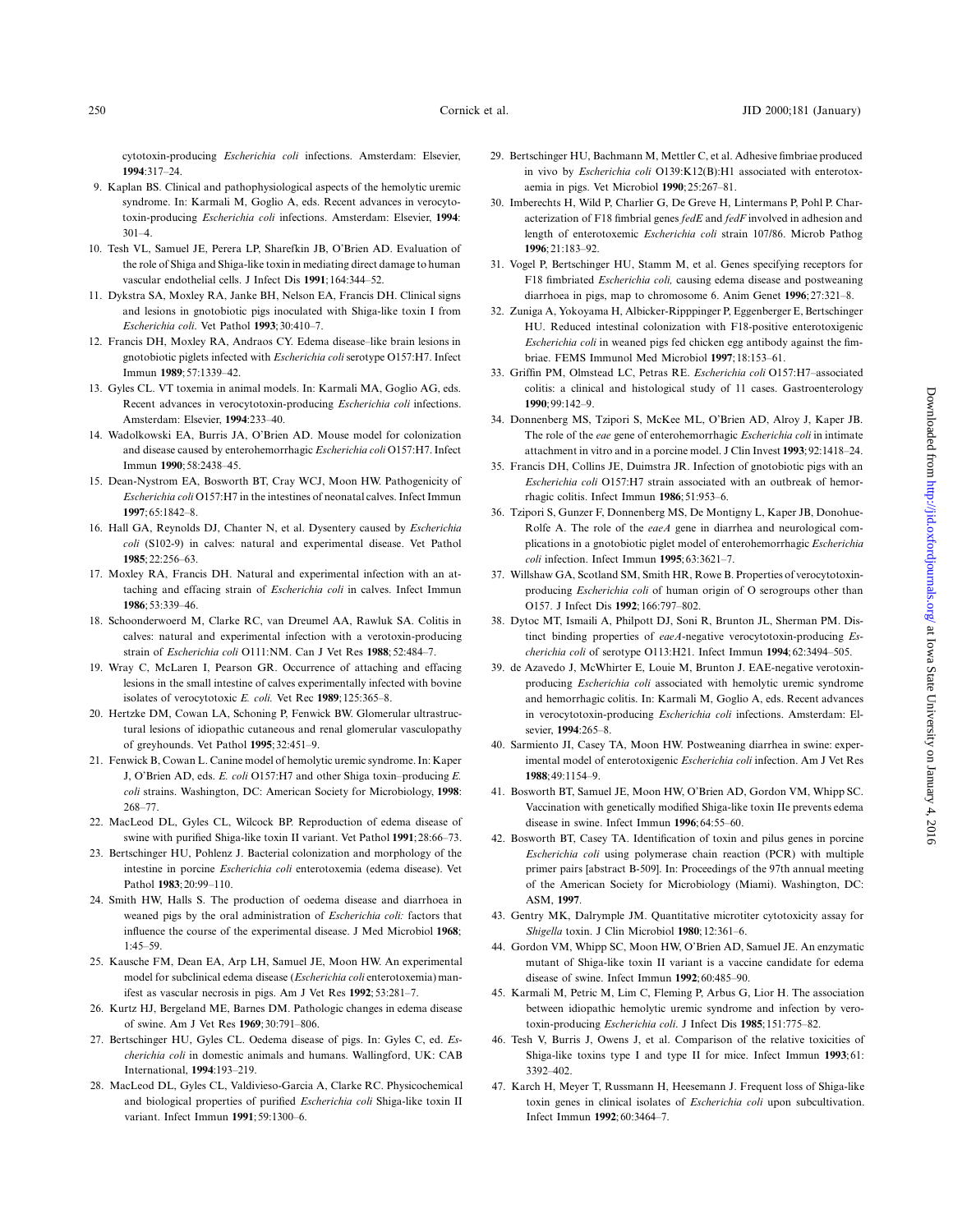cytotoxin-producing *Escherichia coli* infections. Amsterdam: Elsevier, **1994**:317–24.

9. Kaplan BS. Clinical and pathophysiological aspects of the hemolytic uremic syndrome. In: Karmali M, Goglio A, eds. Recent advances in verocytotoxin-producing *Escherichia coli* infections. Amsterdam: Elsevier, **1994**: 301–4.
10. Tesh VL, Samuel JE, Perera LP, Sharefkin JB, O'Brien AD. Evaluation of the role of Shiga and Shiga-like toxin in mediating direct damage to human vascular endothelial cells. J Infect Dis **1991**;164:344–52.
11. Dykstra SA, Moxley RA, Janke BH, Nelson EA, Francis DH. Clinical signs and lesions in gnotobiotic pigs inoculated with Shiga-like toxin I from *Escherichia coli*. Vet Pathol **1993**;30:410–7.
12. Francis DH, Moxley RA, Andraos CY. Edema disease–like brain lesions in gnotobiotic piglets infected with *Escherichia coli* serotype O157:H7. Infect Immun **1989**;57:1339–42.
13. Gyles CL. VT toxemia in animal models. In: Karmali MA, Goglio AG, eds. Recent advances in verocytotoxin-producing *Escherichia coli* infections. Amsterdam: Elsevier, **1994**:233–40.
14. Wadolkowski EA, Burris JA, O'Brien AD. Mouse model for colonization and disease caused by enterohemorrhagic *Escherichia coli* O157:H7. Infect Immun **1990**;58:2438–45.
15. Dean-Nystrom EA, Bosworth BT, Cray WCJ, Moon HW. Pathogenicity of *Escherichia coli* O157:H7 in the intestines of neonatal calves. Infect Immun **1997**;65:1842–8.
16. Hall GA, Reynolds DJ, Chanter N, et al. Dysentery caused by *Escherichia coli* (S102-9) in calves: natural and experimental disease. Vet Pathol **1985**;22:256–63.
17. Moxley RA, Francis DH. Natural and experimental infection with an attaching and effacing strain of *Escherichia coli* in calves. Infect Immun **1986**;53:339–46.
18. Schoonderwoerd M, Clarke RC, van Dreumel AA, Rawluk SA. Colitis in calves: natural and experimental infection with a verotoxin-producing strain of *Escherichia coli* O111:NM. Can J Vet Res **1988**;52:484–7.
19. Wray C, McLaren I, Pearson GR. Occurrence of attaching and effacing lesions in the small intestine of calves experimentally infected with bovine isolates of verocytotoxic *E. coli.* Vet Rec **1989**;125:365–8.
20. Hertzke DM, Cowan LA, Schoning P, Fenwick BW. Glomerular ultrastructural lesions of idiopathic cutaneous and renal glomerular vasculopathy of greyhounds. Vet Pathol **1995**;32:451–9.
21. Fenwick B, Cowan L. Canine model of hemolytic uremic syndrome. In: Kaper J, O'Brien AD, eds. *E. coli* O157:H7 and other Shiga toxin–producing *E. coli* strains. Washington, DC: American Society for Microbiology, **1998**: 268–77.
22. MacLeod DL, Gyles CL, Wilcock BP. Reproduction of edema disease of swine with purified Shiga-like toxin II variant. Vet Pathol **1991**;28:66–73.
23. Bertschinger HU, Pohlenz J. Bacterial colonization and morphology of the intestine in porcine *Escherichia coli* enterotoxemia (edema disease). Vet Pathol **1983**;20:99–110.
24. Smith HW, Halls S. The production of oedema disease and diarrhoea in weaned pigs by the oral administration of *Escherichia coli:* factors that influence the course of the experimental disease. J Med Microbiol **1968**; 1:45–59.
25. Kausche FM, Dean EA, Arp LH, Samuel JE, Moon HW. An experimental model for subclinical edema disease (*Escherichia coli* enterotoxemia) manifest as vascular necrosis in pigs. Am J Vet Res **1992**;53:281–7.
26. Kurtz HJ, Bergeland ME, Barnes DM. Pathologic changes in edema disease of swine. Am J Vet Res **1969**;30:791–806.
27. Bertschinger HU, Gyles CL. Oedema disease of pigs. In: Gyles C, ed. *Escherichia coli* in domestic animals and humans. Wallingford, UK: CAB International, **1994**:193–219.
28. MacLeod DL, Gyles CL, Valdivieso-Garcia A, Clarke RC. Physicochemical and biological properties of purified *Escherichia coli* Shiga-like toxin II variant. Infect Immun **1991**;59:1300–6.
29. Bertschinger HU, Bachmann M, Mettler C, et al. Adhesive fimbriae produced in vivo by *Escherichia coli* O139:K12(B):H1 associated with enterotoxaemia in pigs. Vet Microbiol **1990**;25:267–81.
30. Imberechts H, Wild P, Charlier G, De Greve H, Lintermans P, Pohl P. Characterization of F18 fimbrial genes *fedE* and *fedF* involved in adhesion and length of enterotoxemic *Escherichia coli* strain 107/86. Microb Pathog **1996**;21:183–92.
31. Vogel P, Bertschinger HU, Stamm M, et al. Genes specifying receptors for F18 fimbriated *Escherichia coli,* causing edema disease and postweaning diarrhoea in pigs, map to chromosome 6. Anim Genet **1996**;27:321–8.
32. Zuniga A, Yokoyama H, Albicker-Ripppinger P, Eggenberger E, Bertschinger HU. Reduced intestinal colonization with F18-positive enterotoxigenic *Escherichia coli* in weaned pigs fed chicken egg antibody against the fimbriae. FEMS Immunol Med Microbiol **1997**;18:153–61.
33. Griffin PM, Olmstead LC, Petras RE. *Escherichia coli* O157:H7–associated colitis: a clinical and histological study of 11 cases. Gastroenterology **1990**;99:142–9.
34. Donnenberg MS, Tzipori S, McKee ML, O'Brien AD, Alroy J, Kaper JB. The role of the *eae* gene of enterohemorrhagic *Escherichia coli* in intimate attachment in vitro and in a porcine model. J Clin Invest **1993**;92:1418–24.
35. Francis DH, Collins JE, Duimstra JR. Infection of gnotobiotic pigs with an *Escherichia coli* O157:H7 strain associated with an outbreak of hemorrhagic colitis. Infect Immun **1986**;51:953–6.
36. Tzipori S, Gunzer F, Donnenberg MS, De Montigny L, Kaper JB, Donohue-Rolfe A. The role of the *eaeA* gene in diarrhea and neurological complications in a gnotobiotic piglet model of enterohemorrhagic *Escherichia coli* infection. Infect Immun **1995**;63:3621–7.
37. Willshaw GA, Scotland SM, Smith HR, Rowe B. Properties of verocytotoxin-producing *Escherichia coli* of human origin of O serogroups other than O157. J Infect Dis **1992**;166:797–802.
38. Dytoc MT, Ismaili A, Philpott DJ, Soni R, Brunton JL, Sherman PM. Distinct binding properties of *eaeA*-negative verocytotoxin-producing *Escherichia coli* of serotype O113:H21. Infect Immun **1994**;62:3494–505.
39. de Azavedo J, McWhirter E, Louie M, Brunton J. EAE-negative verotoxin-producing *Escherichia coli* associated with hemolytic uremic syndrome and hemorrhagic colitis. In: Karmali M, Goglio A, eds. Recent advances in verocytotoxin-producing *Escherichia coli* infections. Amsterdam: Elsevier, **1994**:265–8.
40. Sarmiento JI, Casey TA, Moon HW. Postweaning diarrhea in swine: experimental model of enterotoxigenic *Escherichia coli* infection. Am J Vet Res **1988**;49:1154–9.
41. Bosworth BT, Samuel JE, Moon HW, O'Brien AD, Gordon VM, Whipp SC. Vaccination with genetically modified Shiga-like toxin IIe prevents edema disease in swine. Infect Immun **1996**;64:55–60.
42. Bosworth BT, Casey TA. Identification of toxin and pilus genes in porcine *Escherichia coli* using polymerase chain reaction (PCR) with multiple primer pairs [abstract B-509]. In: Proceedings of the 97th annual meeting of the American Society for Microbiology (Miami). Washington, DC: ASM, **1997**.
43. Gentry MK, Dalrymple JM. Quantitative microtiter cytotoxicity assay for *Shigella* toxin. J Clin Microbiol **1980**;12:361–6.
44. Gordon VM, Whipp SC, Moon HW, O'Brien AD, Samuel JE. An enzymatic mutant of Shiga-like toxin II variant is a vaccine candidate for edema disease of swine. Infect Immun **1992**;60:485–90.
45. Karmali M, Petric M, Lim C, Fleming P, Arbus G, Lior H. The association between idiopathic hemolytic uremic syndrome and infection by verotoxin-producing *Escherichia coli*. J Infect Dis **1985**;151:775–82.
46. Tesh V, Burris J, Owens J, et al. Comparison of the relative toxicities of Shiga-like toxins type I and type II for mice. Infect Immun **1993**;61: 3392–402.
47. Karch H, Meyer T, Russmann H, Heesemann J. Frequent loss of Shiga-like toxin genes in clinical isolates of *Escherichia coli* upon subcultivation. Infect Immun **1992**;60:3464–7.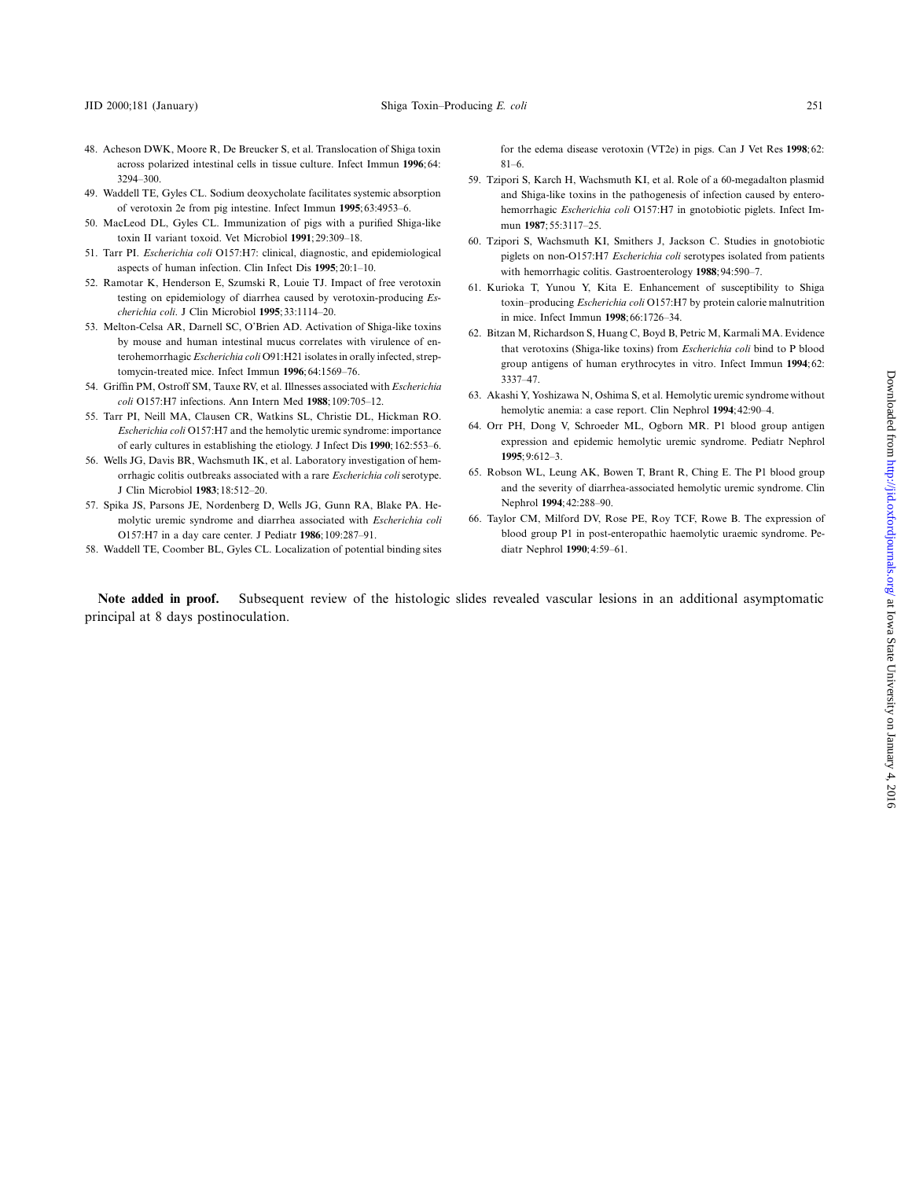48. Acheson DWK, Moore R, De Breucker S, et al. Translocation of Shiga toxin across polarized intestinal cells in tissue culture. Infect Immun **1996**; 64: 3294–300.
49. Waddell TE, Gyles CL. Sodium deoxycholate facilitates systemic absorption of verotoxin 2e from pig intestine. Infect Immun **1995**; 63:4953–6.
50. MacLeod DL, Gyles CL. Immunization of pigs with a purified Shiga-like toxin II variant toxoid. Vet Microbiol **1991**; 29:309–18.
51. Tarr PI. *Escherichia coli* O157:H7: clinical, diagnostic, and epidemiological aspects of human infection. Clin Infect Dis **1995**; 20:1–10.
52. Ramotar K, Henderson E, Szumski R, Louie TJ. Impact of free verotoxin testing on epidemiology of diarrhea caused by verotoxin-producing *Escherichia coli*. J Clin Microbiol **1995**; 33:1114–20.
53. Melton-Celsa AR, Darnell SC, O'Brien AD. Activation of Shiga-like toxins by mouse and human intestinal mucus correlates with virulence of enterohemorrhagic *Escherichia coli* O91:H21 isolates in orally infected, streptomycin-treated mice. Infect Immun **1996**; 64:1569–76.
54. Griffin PM, Ostroff SM, Tauxe RV, et al. Illnesses associated with *Escherichia coli* O157:H7 infections. Ann Intern Med **1988**; 109:705–12.
55. Tarr PI, Neill MA, Clausen CR, Watkins SL, Christie DL, Hickman RO. *Escherichia coli* O157:H7 and the hemolytic uremic syndrome: importance of early cultures in establishing the etiology. J Infect Dis **1990**; 162:553–6.
56. Wells JG, Davis BR, Wachsmuth IK, et al. Laboratory investigation of hemorrhagic colitis outbreaks associated with a rare *Escherichia coli* serotype. J Clin Microbiol **1983**; 18:512–20.
57. Spika JS, Parsons JE, Nordenberg D, Wells JG, Gunn RA, Blake PA. Hemolytic uremic syndrome and diarrhea associated with *Escherichia coli* O157:H7 in a day care center. J Pediatr **1986**; 109:287–91.
58. Waddell TE, Coomber BL, Gyles CL. Localization of potential binding sites for the edema disease verotoxin (VT2e) in pigs. Can J Vet Res **1998**; 62: 81–6.
59. Tzipori S, Karch H, Wachsmuth KI, et al. Role of a 60-megadalton plasmid and Shiga-like toxins in the pathogenesis of infection caused by enterohemorrhagic *Escherichia coli* O157:H7 in gnotobiotic piglets. Infect Immun **1987**; 55:3117–25.
60. Tzipori S, Wachsmuth KI, Smithers J, Jackson C. Studies in gnotobiotic piglets on non-O157:H7 *Escherichia coli* serotypes isolated from patients with hemorrhagic colitis. Gastroenterology **1988**; 94:590–7.
61. Kurioka T, Yunou Y, Kita E. Enhancement of susceptibility to Shiga toxin–producing *Escherichia coli* O157:H7 by protein calorie malnutrition in mice. Infect Immun **1998**; 66:1726–34.
62. Bitzan M, Richardson S, Huang C, Boyd B, Petric M, Karmali MA. Evidence that verotoxins (Shiga-like toxins) from *Escherichia coli* bind to P blood group antigens of human erythrocytes in vitro. Infect Immun **1994**; 62: 3337–47.
63. Akashi Y, Yoshizawa N, Oshima S, et al. Hemolytic uremic syndrome without hemolytic anemia: a case report. Clin Nephrol **1994**; 42:90–4.
64. Orr PH, Dong V, Schroeder ML, Ogborn MR. P1 blood group antigen expression and epidemic hemolytic uremic syndrome. Pediatr Nephrol **1995**; 9:612–3.
65. Robson WL, Leung AK, Bowen T, Brant R, Ching E. The P1 blood group and the severity of diarrhea-associated hemolytic uremic syndrome. Clin Nephrol **1994**; 42:288–90.
66. Taylor CM, Milford DV, Rose PE, Roy TCF, Rowe B. The expression of blood group P1 in post-enteropathic haemolytic uraemic syndrome. Pediatr Nephrol **1990**; 4:59–61.

**Note added in proof.** Subsequent review of the histologic slides revealed vascular lesions in an additional asymptomatic principal at 8 days postinoculation.